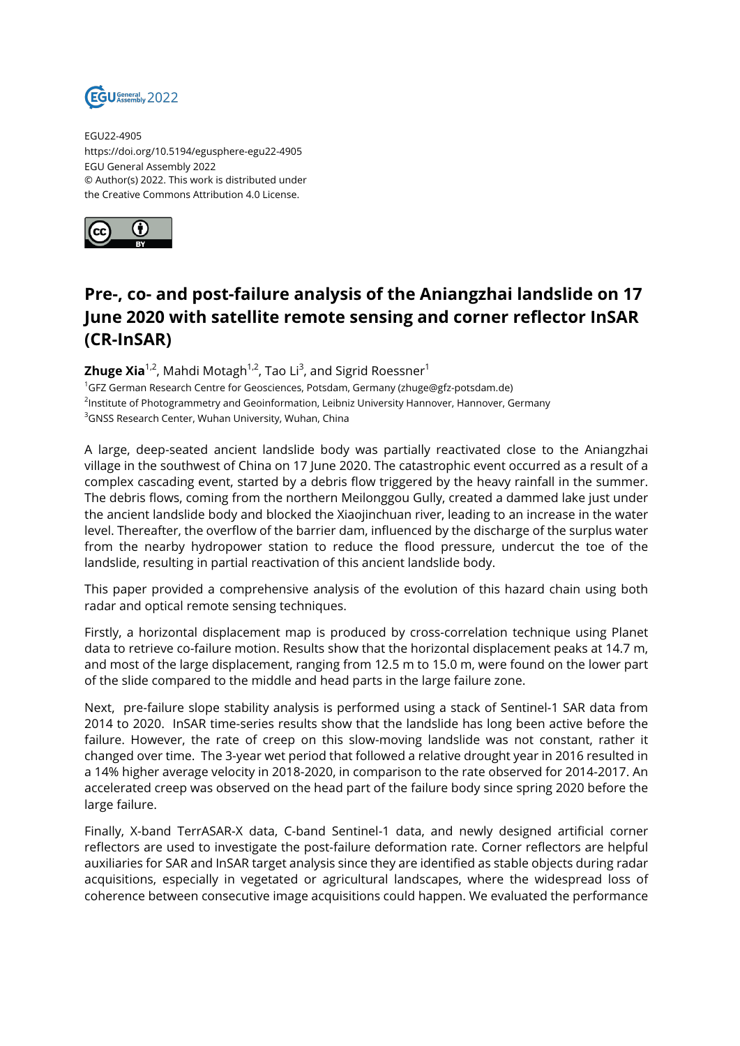EGU22-4905
https://doi.org/10.5194/egusphere-egu22-4905
EGU General Assembly 2022
© Author(s) 2022. This work is distributed under the Creative Commons Attribution 4.0 License.

# Pre-, co- and post-failure analysis of the Aniangzhai landslide on 17 June 2020 with satellite remote sensing and corner reflector InSAR (CR-InSAR)

**Zhuge Xia**[1,2], Mahdi Motagh[1,2], Tao Li[3], and Sigrid Roessner[1]

[1]GFZ German Research Centre for Geosciences, Potsdam, Germany (zhuge@gfz-potsdam.de)
[2]Institute of Photogrammetry and Geoinformation, Leibniz University Hannover, Hannover, Germany
[3]GNSS Research Center, Wuhan University, Wuhan, China

A large, deep-seated ancient landslide body was partially reactivated close to the Aniangzhai village in the southwest of China on 17 June 2020. The catastrophic event occurred as a result of a complex cascading event, started by a debris flow triggered by the heavy rainfall in the summer. The debris flows, coming from the northern Meilonggou Gully, created a dammed lake just under the ancient landslide body and blocked the Xiaojinchuan river, leading to an increase in the water level. Thereafter, the overflow of the barrier dam, influenced by the discharge of the surplus water from the nearby hydropower station to reduce the flood pressure, undercut the toe of the landslide, resulting in partial reactivation of this ancient landslide body.

This paper provided a comprehensive analysis of the evolution of this hazard chain using both radar and optical remote sensing techniques.

Firstly, a horizontal displacement map is produced by cross-correlation technique using Planet data to retrieve co-failure motion. Results show that the horizontal displacement peaks at 14.7 m, and most of the large displacement, ranging from 12.5 m to 15.0 m, were found on the lower part of the slide compared to the middle and head parts in the large failure zone.

Next, pre-failure slope stability analysis is performed using a stack of Sentinel-1 SAR data from 2014 to 2020. InSAR time-series results show that the landslide has long been active before the failure. However, the rate of creep on this slow-moving landslide was not constant, rather it changed over time. The 3-year wet period that followed a relative drought year in 2016 resulted in a 14% higher average velocity in 2018-2020, in comparison to the rate observed for 2014-2017. An accelerated creep was observed on the head part of the failure body since spring 2020 before the large failure.

Finally, X-band TerrASAR-X data, C-band Sentinel-1 data, and newly designed artificial corner reflectors are used to investigate the post-failure deformation rate. Corner reflectors are helpful auxiliaries for SAR and InSAR target analysis since they are identified as stable objects during radar acquisitions, especially in vegetated or agricultural landscapes, where the widespread loss of coherence between consecutive image acquisitions could happen. We evaluated the performance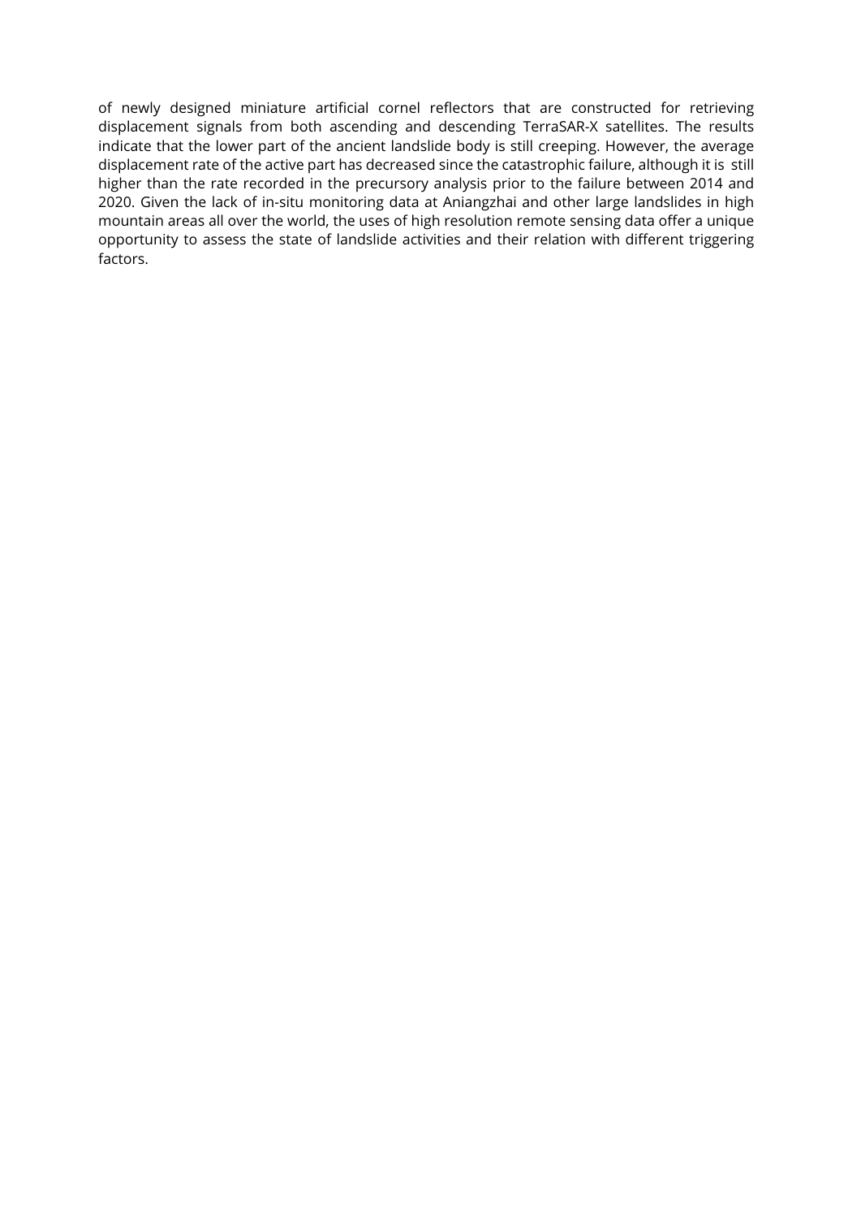of newly designed miniature artificial cornel reflectors that are constructed for retrieving displacement signals from both ascending and descending TerraSAR-X satellites. The results indicate that the lower part of the ancient landslide body is still creeping. However, the average displacement rate of the active part has decreased since the catastrophic failure, although it is still higher than the rate recorded in the precursory analysis prior to the failure between 2014 and 2020. Given the lack of in-situ monitoring data at Aniangzhai and other large landslides in high mountain areas all over the world, the uses of high resolution remote sensing data offer a unique opportunity to assess the state of landslide activities and their relation with different triggering factors.